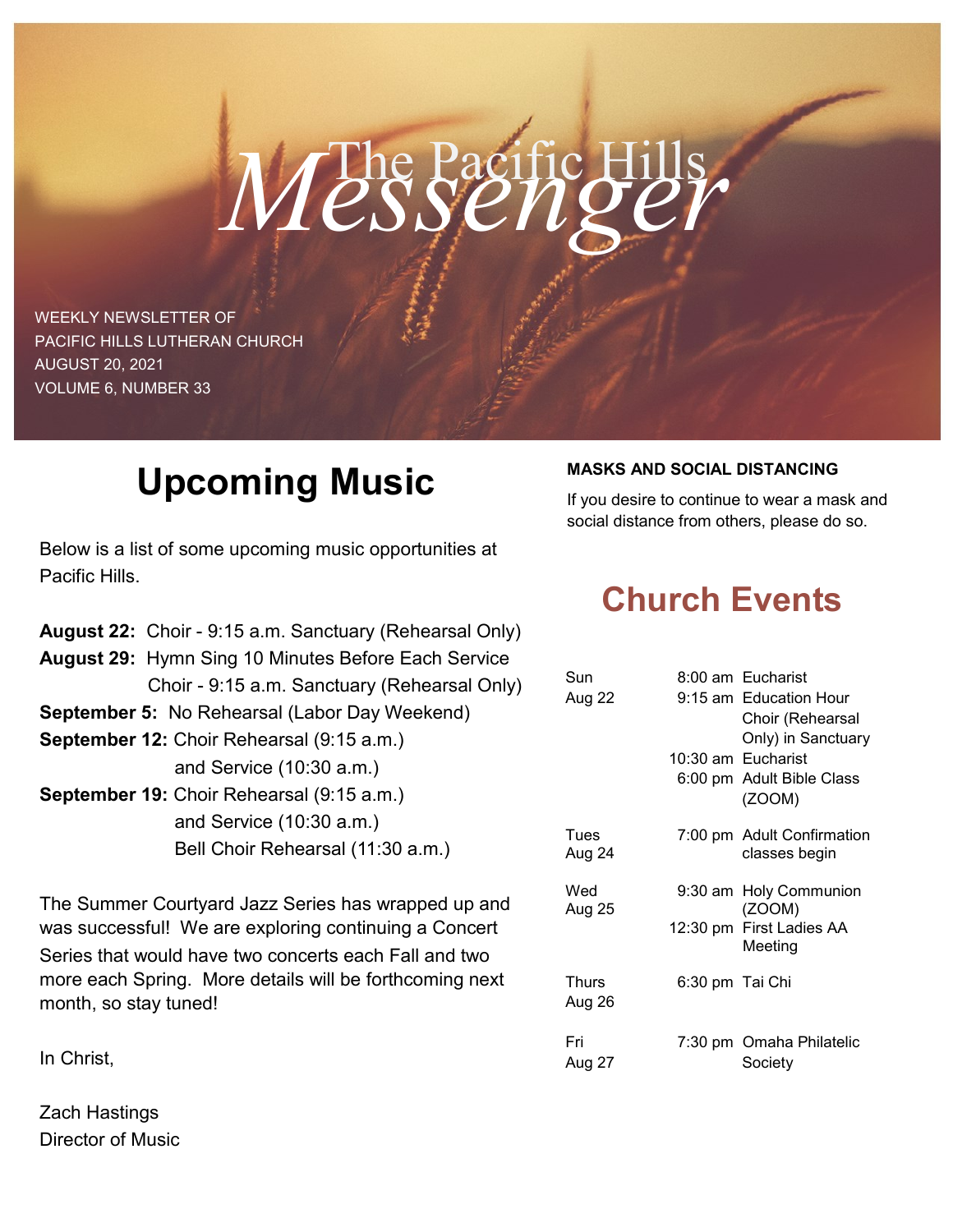# The Pacific Hills Messenger

WEEKLY NEWSLETTER OF
PACIFIC HILLS LUTHERAN CHURCH
AUGUST 20, 2021
VOLUME 6, NUMBER 33

## Upcoming Music

Below is a list of some upcoming music opportunities at Pacific Hills.

**August 22:** Choir - 9:15 a.m. Sanctuary (Rehearsal Only)
**August 29:** Hymn Sing 10 Minutes Before Each Service
Choir - 9:15 a.m. Sanctuary (Rehearsal Only)
**September 5:** No Rehearsal (Labor Day Weekend)
**September 12:** Choir Rehearsal (9:15 a.m.)
and Service (10:30 a.m.)
**September 19:** Choir Rehearsal (9:15 a.m.)
and Service (10:30 a.m.)
Bell Choir Rehearsal (11:30 a.m.)

The Summer Courtyard Jazz Series has wrapped up and was successful! We are exploring continuing a Concert Series that would have two concerts each Fall and two more each Spring. More details will be forthcoming next month, so stay tuned!

In Christ,

Zach Hastings
Director of Music

**MASKS AND SOCIAL DISTANCING**

If you desire to continue to wear a mask and social distance from others, please do so.

## Church Events

| Day | Time | Event |
|---|---|---|
| Sun Aug 22 | 8:00 am | Eucharist |
| | 9:15 am | Education Hour Choir (Rehearsal Only) in Sanctuary |
| | 10:30 am | Eucharist |
| | 6:00 pm | Adult Bible Class (ZOOM) |
| Tues Aug 24 | 7:00 pm | Adult Confirmation classes begin |
| Wed Aug 25 | 9:30 am | Holy Communion (ZOOM) |
| | 12:30 pm | First Ladies AA Meeting |
| Thurs Aug 26 | 6:30 pm | Tai Chi |
| Fri Aug 27 | 7:30 pm | Omaha Philatelic Society |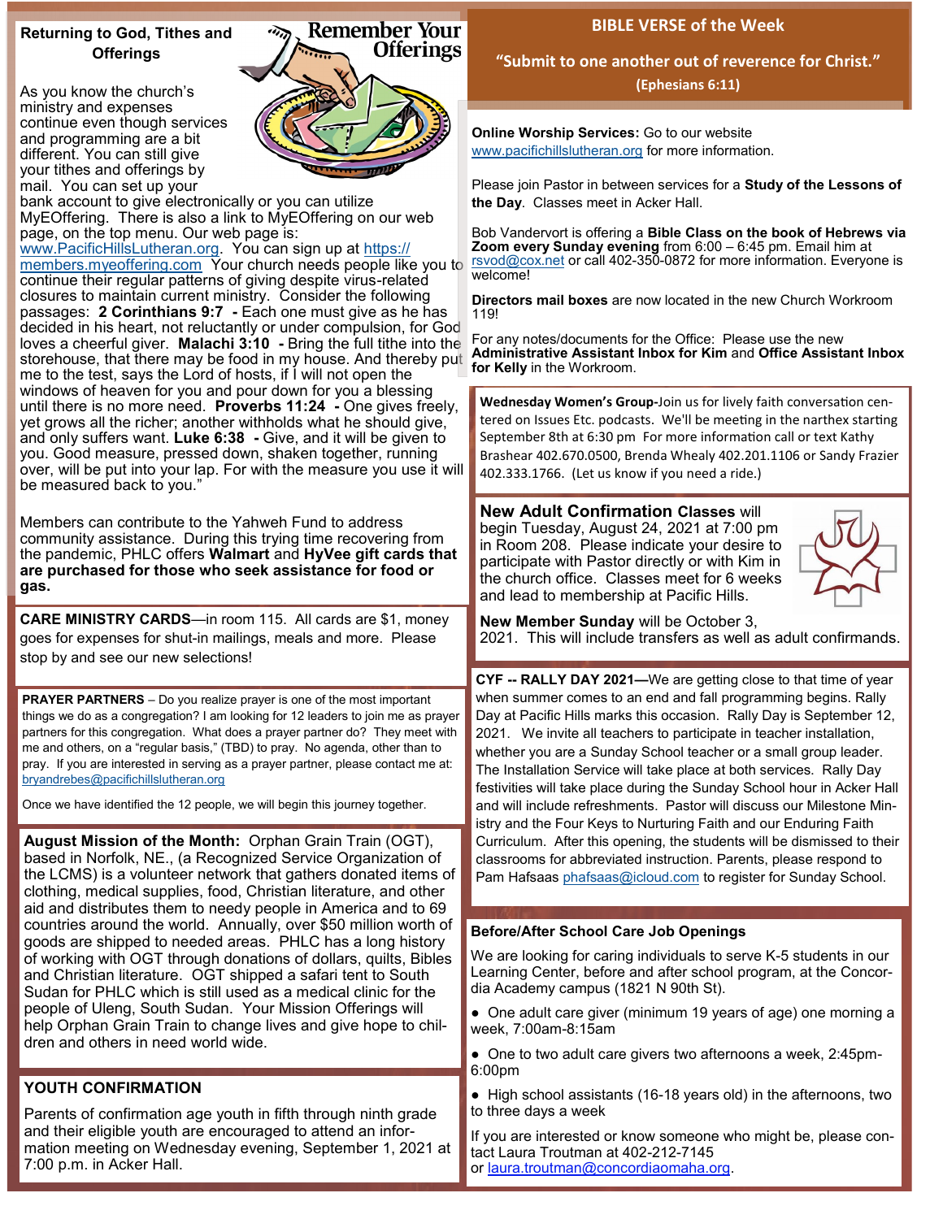## Returning to God, Tithes and Offerings

Remember Your Offerings

As you know the church's ministry and expenses continue even though services and programming are a bit different. You can still give your tithes and offerings by mail. You can set up your bank account to give electronically or you can utilize MyEOffering. There is also a link to MyEOffering on our web page, on the top menu. Our web page is: www.PacificHillsLutheran.org. You can sign up at https://members.myeoffering.com Your church needs people like you to continue their regular patterns of giving despite virus-related closures to maintain current ministry. Consider the following passages: **2 Corinthians 9:7** **-** Each one must give as he has decided in his heart, not reluctantly or under compulsion, for God loves a cheerful giver. **Malachi 3:10** **-** Bring the full tithe into the storehouse, that there may be food in my house. And thereby put me to the test, says the Lord of hosts, if I will not open the windows of heaven for you and pour down for you a blessing until there is no more need. **Proverbs 11:24** **-** One gives freely, yet grows all the richer; another withholds what he should give, and only suffers want. **Luke 6:38** **-** Give, and it will be given to you. Good measure, pressed down, shaken together, running over, will be put into your lap. For with the measure you use it will be measured back to you."

Members can contribute to the Yahweh Fund to address community assistance. During this trying time recovering from the pandemic, PHLC offers **Walmart** and **HyVee gift cards that are purchased for those who seek assistance for food or gas.**

**CARE MINISTRY CARDS**—in room 115. All cards are $1, money goes for expenses for shut-in mailings, meals and more. Please stop by and see our new selections!

**PRAYER PARTNERS** – Do you realize prayer is one of the most important things we do as a congregation? I am looking for 12 leaders to join me as prayer partners for this congregation. What does a prayer partner do? They meet with me and others, on a "regular basis," (TBD) to pray. No agenda, other than to pray. If you are interested in serving as a prayer partner, please contact me at: bryandrebes@pacifichillslutheran.org

Once we have identified the 12 people, we will begin this journey together.

**August Mission of the Month:** Orphan Grain Train (OGT), based in Norfolk, NE., (a Recognized Service Organization of the LCMS) is a volunteer network that gathers donated items of clothing, medical supplies, food, Christian literature, and other aid and distributes them to needy people in America and to 69 countries around the world. Annually, over $50 million worth of goods are shipped to needed areas. PHLC has a long history of working with OGT through donations of dollars, quilts, Bibles and Christian literature. OGT shipped a safari tent to South Sudan for PHLC which is still used as a medical clinic for the people of Uleng, South Sudan. Your Mission Offerings will help Orphan Grain Train to change lives and give hope to children and others in need world wide.

## YOUTH CONFIRMATION

Parents of confirmation age youth in fifth through ninth grade and their eligible youth are encouraged to attend an information meeting on Wednesday evening, September 1, 2021 at 7:00 p.m. in Acker Hall.

## BIBLE VERSE of the Week

**"Submit to one another out of reverence for Christ."**

**(Ephesians 6:11)**

**Online Worship Services:** Go to our website www.pacifichillslutheran.org for more information.

Please join Pastor in between services for a **Study of the Lessons of the Day**. Classes meet in Acker Hall.

Bob Vandervort is offering a **Bible Class on the book of Hebrews via Zoom every Sunday evening** from 6:00 – 6:45 pm. Email him at rsvod@cox.net or call 402-350-0872 for more information. Everyone is welcome!

**Directors mail boxes** are now located in the new Church Workroom 119!

For any notes/documents for the Office: Please use the new **Administrative Assistant Inbox for Kim** and **Office Assistant Inbox for Kelly** in the Workroom.

**Wednesday Women's Group-**Join us for lively faith conversation centered on Issues Etc. podcasts. We'll be meeting in the narthex starting September 8th at 6:30 pm For more information call or text Kathy Brashear 402.670.0500, Brenda Whealy 402.201.1106 or Sandy Frazier 402.333.1766. (Let us know if you need a ride.)

**New Adult Confirmation Classes** will begin Tuesday, August 24, 2021 at 7:00 pm in Room 208. Please indicate your desire to participate with Pastor directly or with Kim in the church office. Classes meet for 6 weeks and lead to membership at Pacific Hills.

**New Member Sunday** will be October 3, 2021. This will include transfers as well as adult confirmands.

**CYF -- RALLY DAY 2021—**We are getting close to that time of year when summer comes to an end and fall programming begins. Rally Day at Pacific Hills marks this occasion. Rally Day is September 12, 2021. We invite all teachers to participate in teacher installation, whether you are a Sunday School teacher or a small group leader. The Installation Service will take place at both services. Rally Day festivities will take place during the Sunday School hour in Acker Hall and will include refreshments. Pastor will discuss our Milestone Ministry and the Four Keys to Nurturing Faith and our Enduring Faith Curriculum. After this opening, the students will be dismissed to their classrooms for abbreviated instruction. Parents, please respond to Pam Hafsaas phafsaas@icloud.com to register for Sunday School.

## Before/After School Care Job Openings

We are looking for caring individuals to serve K-5 students in our Learning Center, before and after school program, at the Concordia Academy campus (1821 N 90th St).

- One adult care giver (minimum 19 years of age) one morning a week, 7:00am-8:15am
- One to two adult care givers two afternoons a week, 2:45pm-6:00pm
- High school assistants (16-18 years old) in the afternoons, two to three days a week

If you are interested or know someone who might be, please contact Laura Troutman at 402-212-7145 or laura.troutman@concordiaomaha.org.